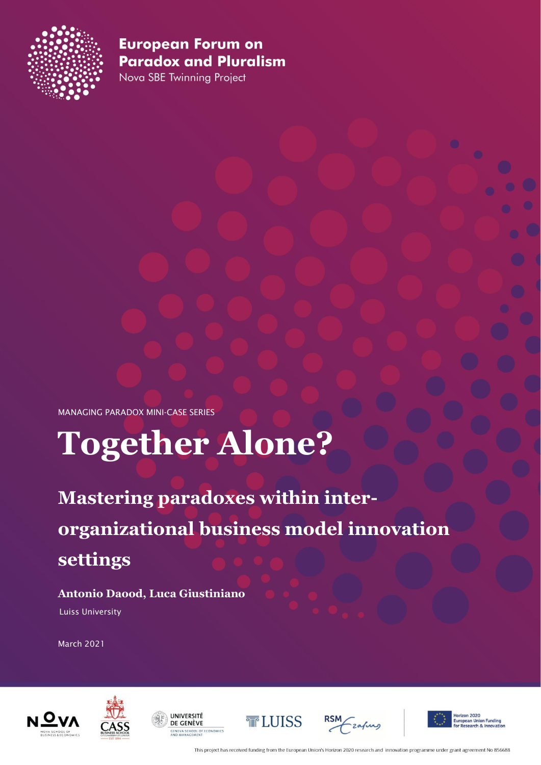European Forum on Paradox and Pluralism

Nova SBE Twinning Project

MANAGING PARADOX MINI-CASE SERIES

# Together Alone?

## Mastering paradoxes within inter-organizational business model innovation settings

**Antonio Daood, Luca Giustiniano**

Luiss University

March 2021

This project has received funding from the European Union's Horizon 2020 research and innovation programme under grant agreement No 856688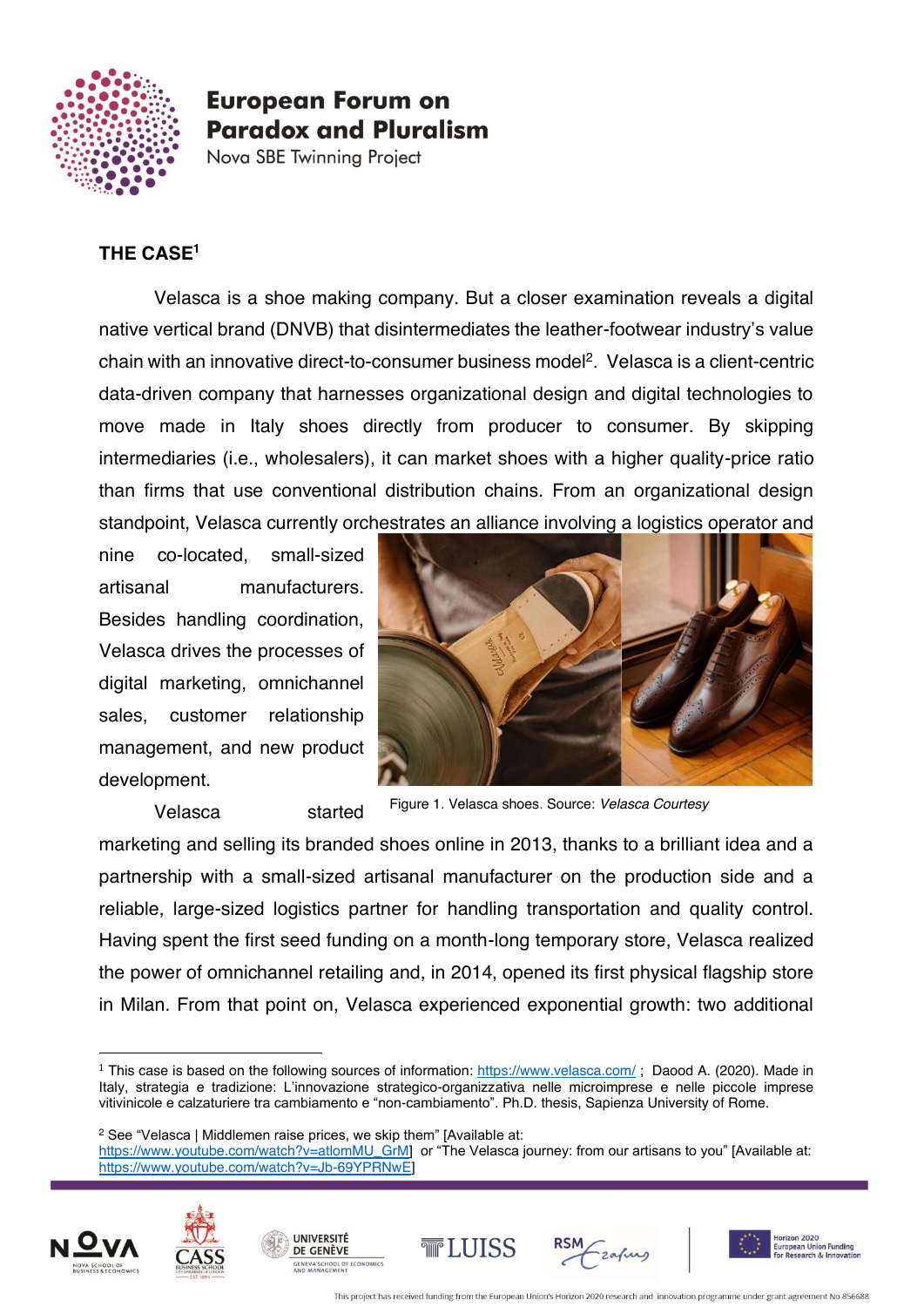## THE CASE[1]

Velasca is a shoe making company. But a closer examination reveals a digital native vertical brand (DNVB) that disintermediates the leather-footwear industry's value chain with an innovative direct-to-consumer business model[2]. Velasca is a client-centric data-driven company that harnesses organizational design and digital technologies to move made in Italy shoes directly from producer to consumer. By skipping intermediaries (i.e., wholesalers), it can market shoes with a higher quality-price ratio than firms that use conventional distribution chains. From an organizational design standpoint, Velasca currently orchestrates an alliance involving a logistics operator and nine co-located, small-sized artisanal manufacturers. Besides handling coordination, Velasca drives the processes of digital marketing, omnichannel sales, customer relationship management, and new product development.

Figure 1. Velasca shoes. Source: *Velasca Courtesy*

Velasca started marketing and selling its branded shoes online in 2013, thanks to a brilliant idea and a partnership with a small-sized artisanal manufacturer on the production side and a reliable, large-sized logistics partner for handling transportation and quality control. Having spent the first seed funding on a month-long temporary store, Velasca realized the power of omnichannel retailing and, in 2014, opened its first physical flagship store in Milan. From that point on, Velasca experienced exponential growth: two additional

---

[1] This case is based on the following sources of information: https://www.velasca.com/ ; Daood A. (2020). Made in Italy, strategia e tradizione: L'innovazione strategico-organizzativa nelle microimprese e nelle piccole imprese vitivinicole e calzaturiere tra cambiamento e "non-cambiamento". Ph.D. thesis, Sapienza University of Rome.

[2] See "Velasca | Middlemen raise prices, we skip them" [Available at: https://www.youtube.com/watch?v=atlomMU_GrM] or "The Velasca journey: from our artisans to you" [Available at: https://www.youtube.com/watch?v=Jb-69YPRNwE]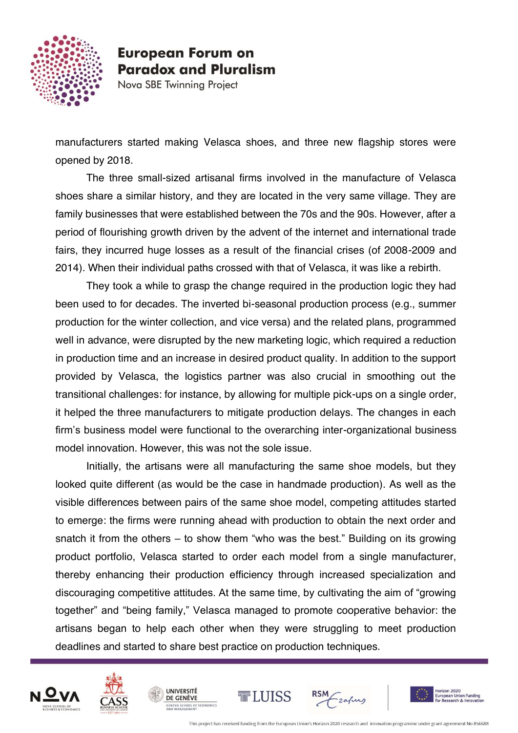manufacturers started making Velasca shoes, and three new flagship stores were opened by 2018.

The three small-sized artisanal firms involved in the manufacture of Velasca shoes share a similar history, and they are located in the very same village. They are family businesses that were established between the 70s and the 90s. However, after a period of flourishing growth driven by the advent of the internet and international trade fairs, they incurred huge losses as a result of the financial crises (of 2008-2009 and 2014). When their individual paths crossed with that of Velasca, it was like a rebirth.

They took a while to grasp the change required in the production logic they had been used to for decades. The inverted bi-seasonal production process (e.g., summer production for the winter collection, and vice versa) and the related plans, programmed well in advance, were disrupted by the new marketing logic, which required a reduction in production time and an increase in desired product quality. In addition to the support provided by Velasca, the logistics partner was also crucial in smoothing out the transitional challenges: for instance, by allowing for multiple pick-ups on a single order, it helped the three manufacturers to mitigate production delays. The changes in each firm's business model were functional to the overarching inter-organizational business model innovation. However, this was not the sole issue.

Initially, the artisans were all manufacturing the same shoe models, but they looked quite different (as would be the case in handmade production). As well as the visible differences between pairs of the same shoe model, competing attitudes started to emerge: the firms were running ahead with production to obtain the next order and snatch it from the others – to show them "who was the best." Building on its growing product portfolio, Velasca started to order each model from a single manufacturer, thereby enhancing their production efficiency through increased specialization and discouraging competitive attitudes. At the same time, by cultivating the aim of "growing together" and "being family," Velasca managed to promote cooperative behavior: the artisans began to help each other when they were struggling to meet production deadlines and started to share best practice on production techniques.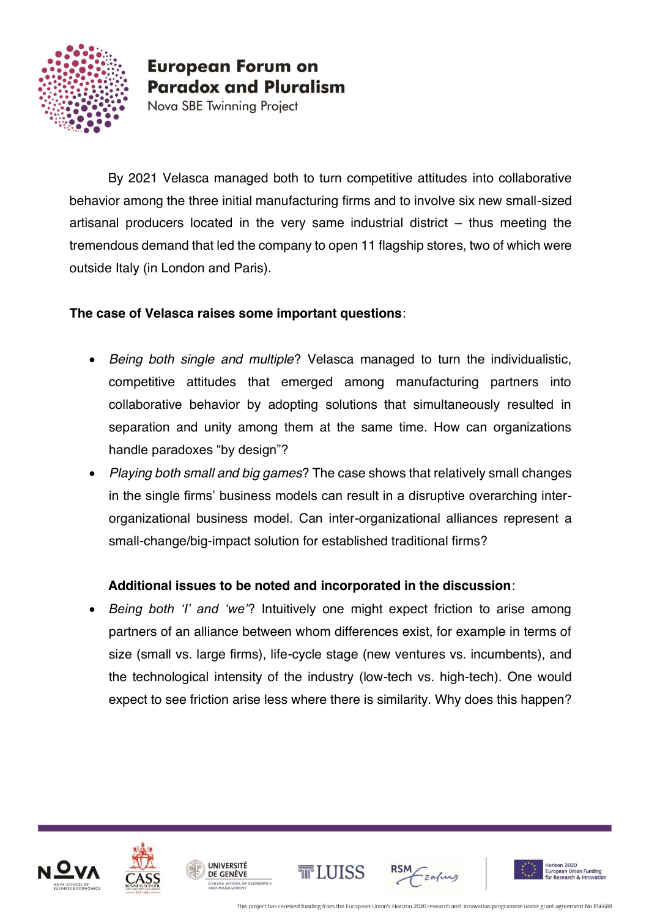By 2021 Velasca managed both to turn competitive attitudes into collaborative behavior among the three initial manufacturing firms and to involve six new small-sized artisanal producers located in the very same industrial district – thus meeting the tremendous demand that led the company to open 11 flagship stores, two of which were outside Italy (in London and Paris).

**The case of Velasca raises some important questions**:

- *Being both single and multiple*? Velasca managed to turn the individualistic, competitive attitudes that emerged among manufacturing partners into collaborative behavior by adopting solutions that simultaneously resulted in separation and unity among them at the same time. How can organizations handle paradoxes "by design"?
- *Playing both small and big games*? The case shows that relatively small changes in the single firms' business models can result in a disruptive overarching inter-organizational business model. Can inter-organizational alliances represent a small-change/big-impact solution for established traditional firms?

**Additional issues to be noted and incorporated in the discussion**:

- *Being both 'I' and 'we'*? Intuitively one might expect friction to arise among partners of an alliance between whom differences exist, for example in terms of size (small vs. large firms), life-cycle stage (new ventures vs. incumbents), and the technological intensity of the industry (low-tech vs. high-tech). One would expect to see friction arise less where there is similarity. Why does this happen?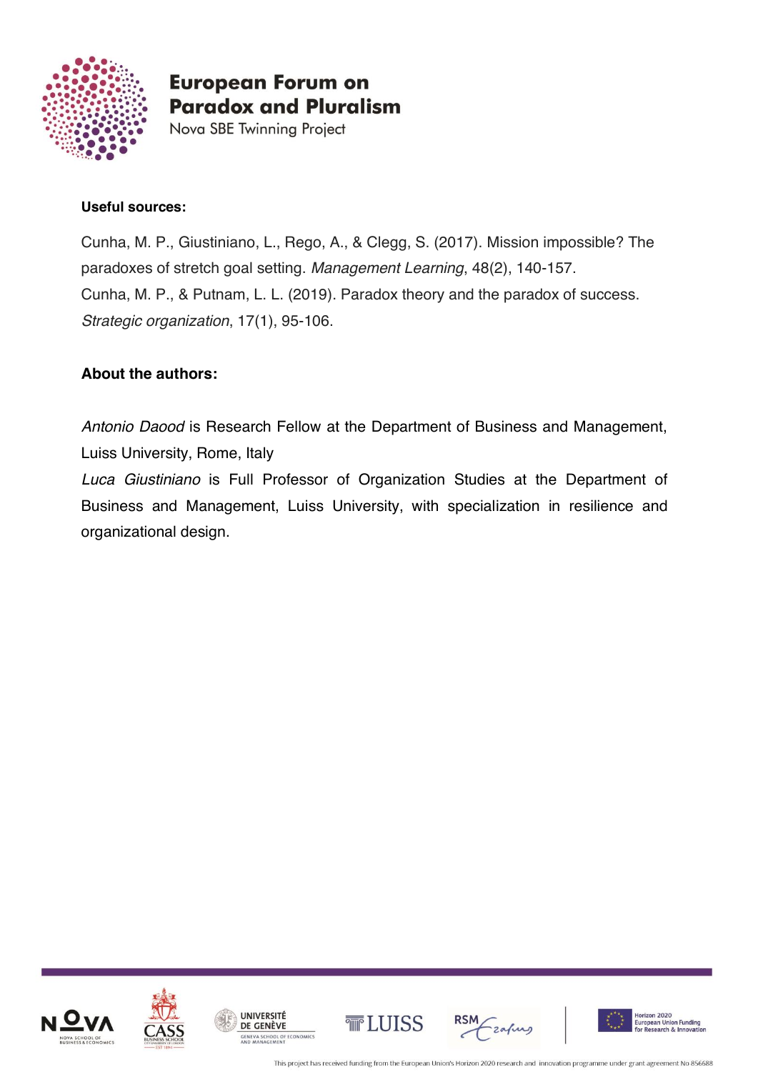**Useful sources:**

Cunha, M. P., Giustiniano, L., Rego, A., & Clegg, S. (2017). Mission impossible? The paradoxes of stretch goal setting. *Management Learning*, 48(2), 140-157.
Cunha, M. P., & Putnam, L. L. (2019). Paradox theory and the paradox of success. *Strategic organization*, 17(1), 95-106.

**About the authors:**

*Antonio Daood* is Research Fellow at the Department of Business and Management, Luiss University, Rome, Italy
*Luca Giustiniano* is Full Professor of Organization Studies at the Department of Business and Management, Luiss University, with specialization in resilience and organizational design.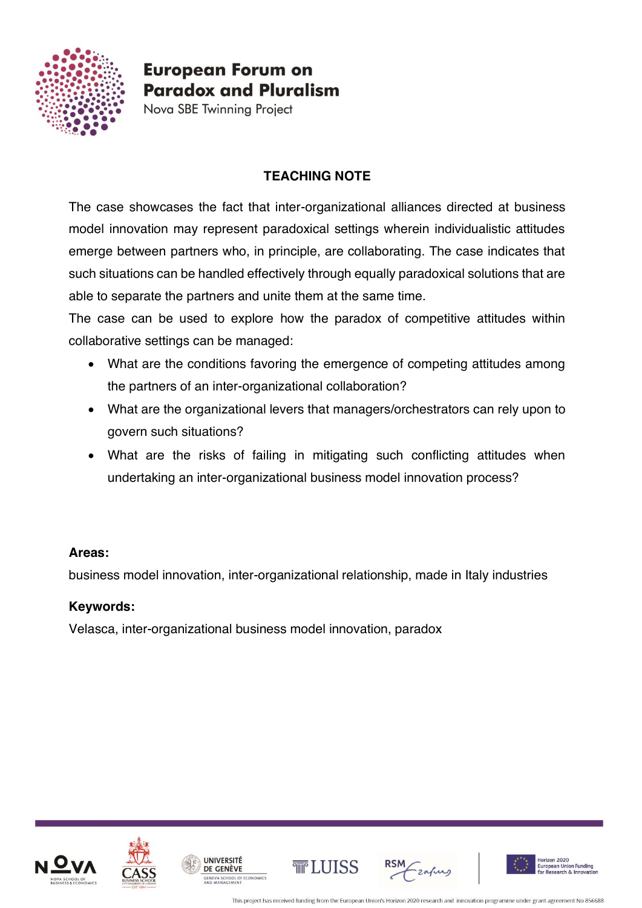## TEACHING NOTE

The case showcases the fact that inter-organizational alliances directed at business model innovation may represent paradoxical settings wherein individualistic attitudes emerge between partners who, in principle, are collaborating. The case indicates that such situations can be handled effectively through equally paradoxical solutions that are able to separate the partners and unite them at the same time.

The case can be used to explore how the paradox of competitive attitudes within collaborative settings can be managed:

- What are the conditions favoring the emergence of competing attitudes among the partners of an inter-organizational collaboration?
- What are the organizational levers that managers/orchestrators can rely upon to govern such situations?
- What are the risks of failing in mitigating such conflicting attitudes when undertaking an inter-organizational business model innovation process?

**Areas:**

business model innovation, inter-organizational relationship, made in Italy industries

**Keywords:**

Velasca, inter-organizational business model innovation, paradox